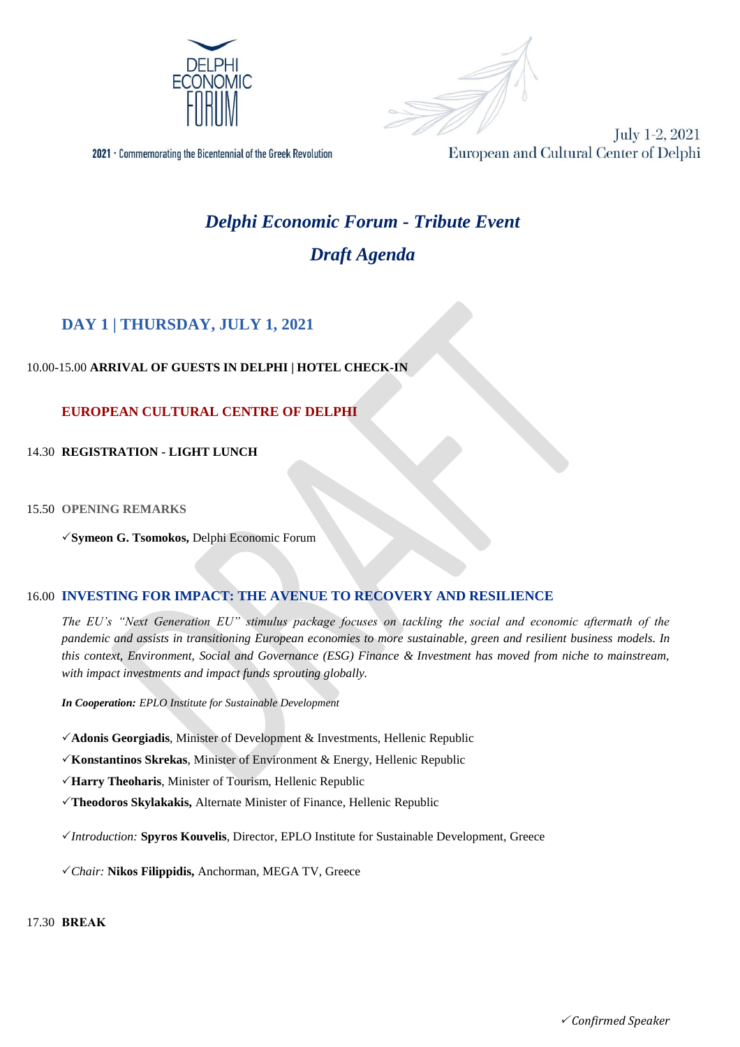DELPHI ECONOMIC FORUM

2021 · Commemorating the Bicentennial of the Greek Revolution

July 1-2, 2021
European and Cultural Center of Delphi

# *Delphi Economic Forum - Tribute Event*

## *Draft Agenda*

## DAY 1 | THURSDAY, JULY 1, 2021

10.00-15.00 **ARRIVAL OF GUESTS IN DELPHI | HOTEL CHECK-IN**

### EUROPEAN CULTURAL CENTRE OF DELPHI

14.30 **REGISTRATION - LIGHT LUNCH**

15.50 **OPENING REMARKS**

✓**Symeon G. Tsomokos,** Delphi Economic Forum

16.00 **INVESTING FOR IMPACT: THE AVENUE TO RECOVERY AND RESILIENCE**

*The EU's "Next Generation EU" stimulus package focuses on tackling the social and economic aftermath of the pandemic and assists in transitioning European economies to more sustainable, green and resilient business models. In this context, Environment, Social and Governance (ESG) Finance & Investment has moved from niche to mainstream, with impact investments and impact funds sprouting globally.*

***In Cooperation:*** *EPLO Institute for Sustainable Development*

✓**Adonis Georgiadis**, Minister of Development & Investments, Hellenic Republic

✓**Konstantinos Skrekas**, Minister of Environment & Energy, Hellenic Republic

✓**Harry Theoharis**, Minister of Tourism, Hellenic Republic

✓**Theodoros Skylakakis,** Alternate Minister of Finance, Hellenic Republic

✓*Introduction:* **Spyros Kouvelis**, Director, EPLO Institute for Sustainable Development, Greece

✓*Chair:* **Nikos Filippidis,** Anchorman, MEGA TV, Greece

17.30 **BREAK**

✓*Confirmed Speaker*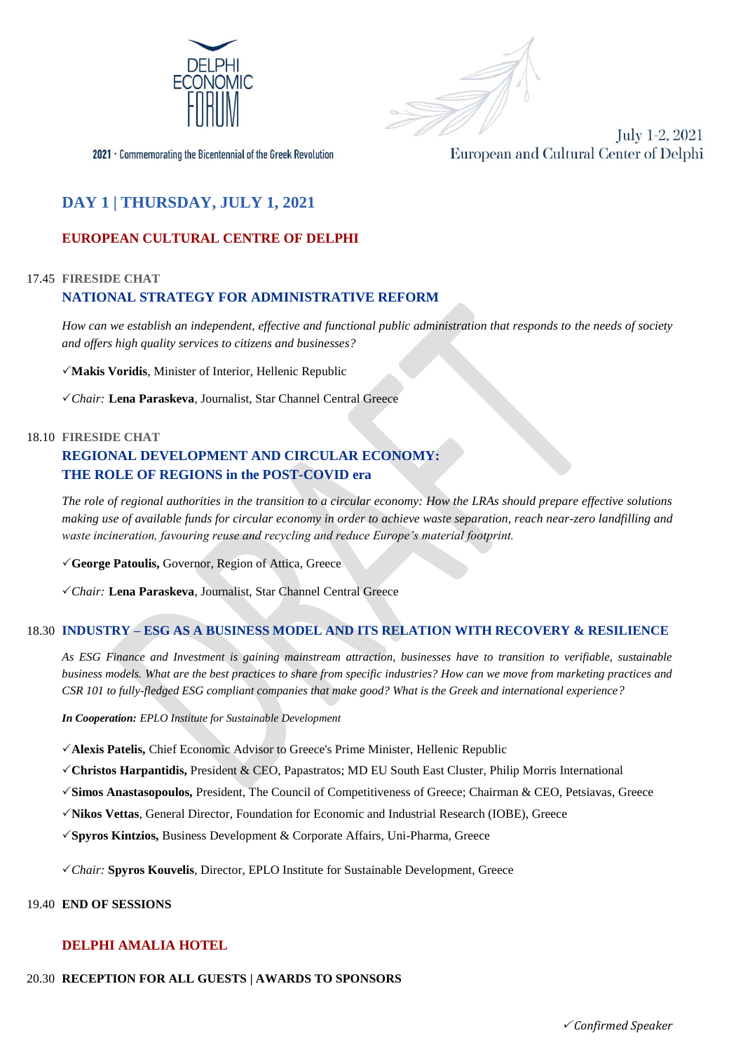## DAY 1 | THURSDAY, JULY 1, 2021

### EUROPEAN CULTURAL CENTRE OF DELPHI

17.45 **FIRESIDE CHAT**

**NATIONAL STRATEGY FOR ADMINISTRATIVE REFORM**

*How can we establish an independent, effective and functional public administration that responds to the needs of society and offers high quality services to citizens and businesses?*

✓**Makis Voridis**, Minister of Interior, Hellenic Republic

✓*Chair:* **Lena Paraskeva**, Journalist, Star Channel Central Greece

18.10 **FIRESIDE CHAT**

**REGIONAL DEVELOPMENT AND CIRCULAR ECONOMY: THE ROLE OF REGIONS in the POST-COVID era**

*The role of regional authorities in the transition to a circular economy: How the LRAs should prepare effective solutions making use of available funds for circular economy in order to achieve waste separation, reach near-zero landfilling and waste incineration, favouring reuse and recycling and reduce Europe's material footprint.*

✓**George Patoulis,** Governor, Region of Attica, Greece

✓*Chair:* **Lena Paraskeva**, Journalist, Star Channel Central Greece

18.30 **INDUSTRY – ESG AS A BUSINESS MODEL AND ITS RELATION WITH RECOVERY & RESILIENCE**

*As ESG Finance and Investment is gaining mainstream attraction, businesses have to transition to verifiable, sustainable business models. What are the best practices to share from specific industries? How can we move from marketing practices and CSR 101 to fully-fledged ESG compliant companies that make good? What is the Greek and international experience?*

***In Cooperation:*** *EPLO Institute for Sustainable Development*

✓**Alexis Patelis,** Chief Economic Advisor to Greece's Prime Minister, Hellenic Republic

✓**Christos Harpantidis,** President & CEO, Papastratos; MD EU South East Cluster, Philip Morris International

✓**Simos Anastasopoulos,** President, The Council of Competitiveness of Greece; Chairman & CEO, Petsiavas, Greece

✓**Nikos Vettas**, General Director, Foundation for Economic and Industrial Research (IOBE), Greece

✓**Spyros Kintzios,** Business Development & Corporate Affairs, Uni-Pharma, Greece

✓*Chair:* **Spyros Kouvelis**, Director, EPLO Institute for Sustainable Development, Greece

19.40 **END OF SESSIONS**

### DELPHI AMALIA HOTEL

20.30 **RECEPTION FOR ALL GUESTS | AWARDS TO SPONSORS**

✓*Confirmed Speaker*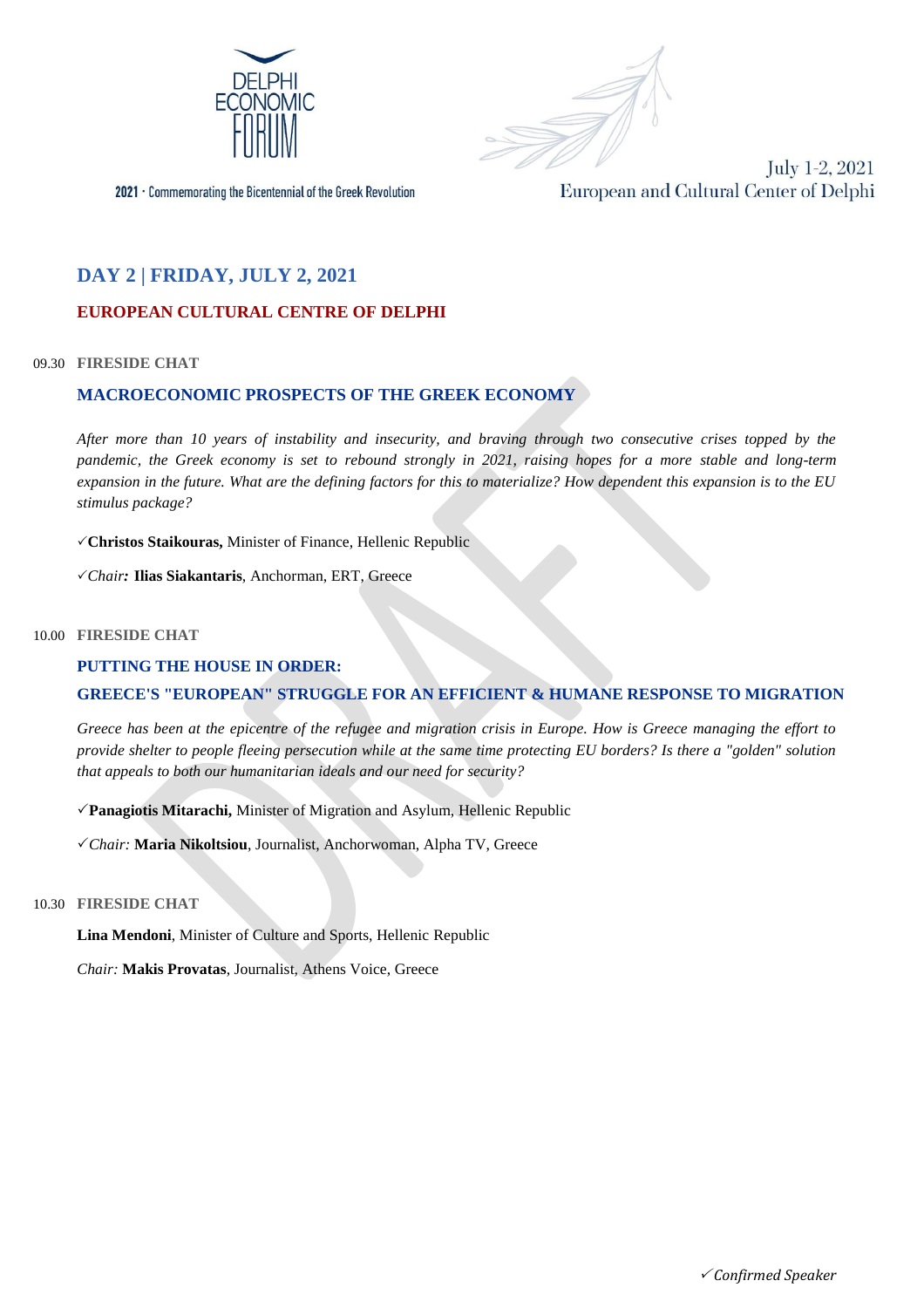## DAY 2 | FRIDAY, JULY 2, 2021

### EUROPEAN CULTURAL CENTRE OF DELPHI

09.30 **FIRESIDE CHAT**

### MACROECONOMIC PROSPECTS OF THE GREEK ECONOMY

*After more than 10 years of instability and insecurity, and braving through two consecutive crises topped by the pandemic, the Greek economy is set to rebound strongly in 2021, raising hopes for a more stable and long-term expansion in the future. What are the defining factors for this to materialize? How dependent this expansion is to the EU stimulus package?*

✓**Christos Staikouras,** Minister of Finance, Hellenic Republic

✓*Chair:* **Ilias Siakantaris**, Anchorman, ERT, Greece

10.00 **FIRESIDE CHAT**

### PUTTING THE HOUSE IN ORDER:
### GREECE'S "EUROPEAN" STRUGGLE FOR AN EFFICIENT & HUMANE RESPONSE TO MIGRATION

*Greece has been at the epicentre of the refugee and migration crisis in Europe. How is Greece managing the effort to provide shelter to people fleeing persecution while at the same time protecting EU borders? Is there a "golden" solution that appeals to both our humanitarian ideals and our need for security?*

✓**Panagiotis Mitarachi,** Minister of Migration and Asylum, Hellenic Republic

✓*Chair:* **Maria Nikoltsiou**, Journalist, Anchorwoman, Alpha TV, Greece

10.30 **FIRESIDE CHAT**

**Lina Mendoni**, Minister of Culture and Sports, Hellenic Republic

*Chair:* **Makis Provatas**, Journalist, Athens Voice, Greece

✓*Confirmed Speaker*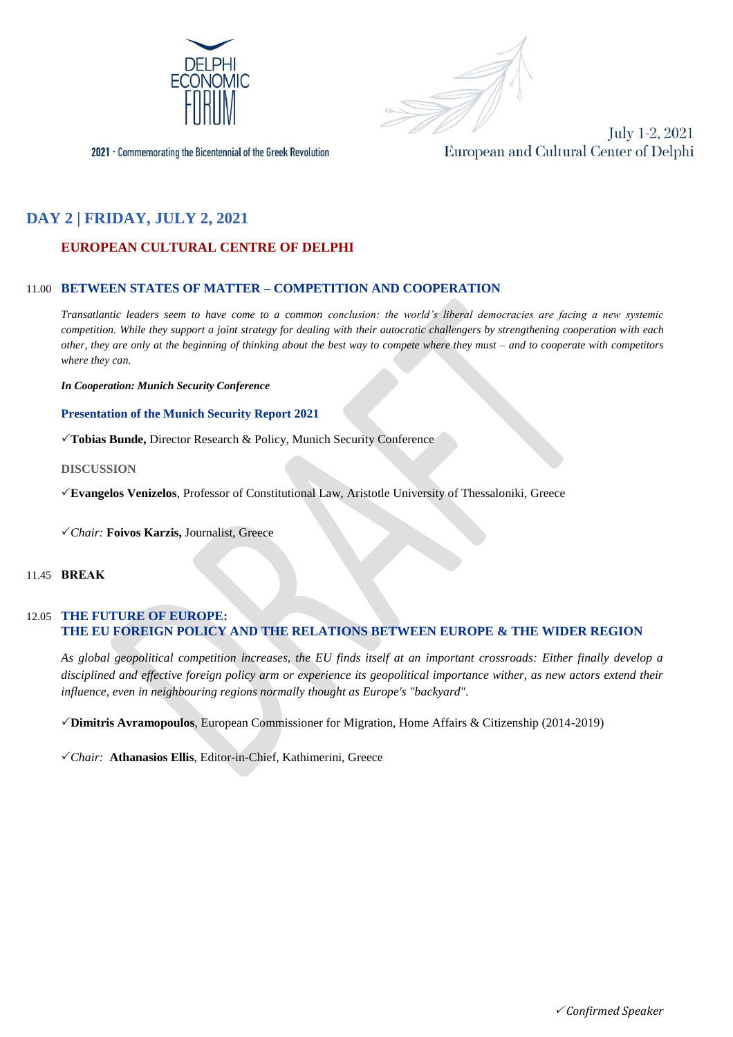## DAY 2 | FRIDAY, JULY 2, 2021

### EUROPEAN CULTURAL CENTRE OF DELPHI

11.00 **BETWEEN STATES OF MATTER – COMPETITION AND COOPERATION**

*Transatlantic leaders seem to have come to a common conclusion: the world's liberal democracies are facing a new systemic competition. While they support a joint strategy for dealing with their autocratic challengers by strengthening cooperation with each other, they are only at the beginning of thinking about the best way to compete where they must – and to cooperate with competitors where they can.*

***In Cooperation: Munich Security Conference***

**Presentation of the Munich Security Report 2021**

✓**Tobias Bunde,** Director Research & Policy, Munich Security Conference

**DISCUSSION**

✓**Evangelos Venizelos**, Professor of Constitutional Law, Aristotle University of Thessaloniki, Greece

✓*Chair:* **Foivos Karzis,** Journalist, Greece

11.45 **BREAK**

12.05 **THE FUTURE OF EUROPE:**
**THE EU FOREIGN POLICY AND THE RELATIONS BETWEEN EUROPE & THE WIDER REGION**

*As global geopolitical competition increases, the EU finds itself at an important crossroads: Either finally develop a disciplined and effective foreign policy arm or experience its geopolitical importance wither, as new actors extend their influence, even in neighbouring regions normally thought as Europe's "backyard".*

✓**Dimitris Avramopoulos**, European Commissioner for Migration, Home Affairs & Citizenship (2014-2019)

✓*Chair:* **Athanasios Ellis**, Editor-in-Chief, Kathimerini, Greece

✓*Confirmed Speaker*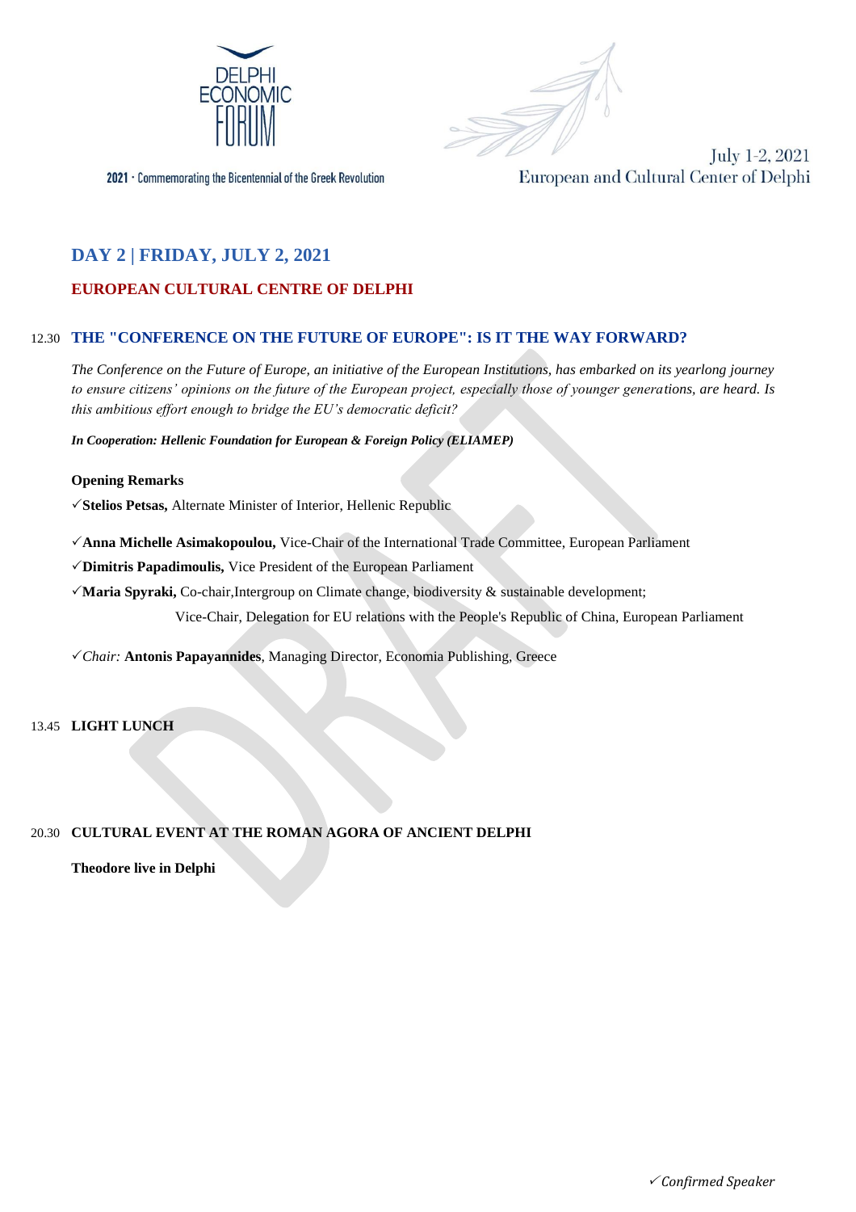# DAY 2 | FRIDAY, JULY 2, 2021

## EUROPEAN CULTURAL CENTRE OF DELPHI

### 12.30 THE "CONFERENCE ON THE FUTURE OF EUROPE": IS IT THE WAY FORWARD?

*The Conference on the Future of Europe, an initiative of the European Institutions, has embarked on its yearlong journey to ensure citizens' opinions on the future of the European project, especially those of younger generations, are heard. Is this ambitious effort enough to bridge the EU's democratic deficit?*

***In Cooperation: Hellenic Foundation for European & Foreign Policy (ELIAMEP)***

**Opening Remarks**

✓**Stelios Petsas,** Alternate Minister of Interior, Hellenic Republic

✓**Anna Michelle Asimakopoulou,** Vice-Chair of the International Trade Committee, European Parliament

✓**Dimitris Papadimoulis,** Vice President of the European Parliament

✓**Maria Spyraki,** Co-chair,Intergroup on Climate change, biodiversity & sustainable development; Vice-Chair, Delegation for EU relations with the People's Republic of China, European Parliament

✓*Chair:* **Antonis Papayannides**, Managing Director, Economia Publishing, Greece

### 13.45 LIGHT LUNCH

### 20.30 CULTURAL EVENT AT THE ROMAN AGORA OF ANCIENT DELPHI

**Theodore live in Delphi**

*✓Confirmed Speaker*